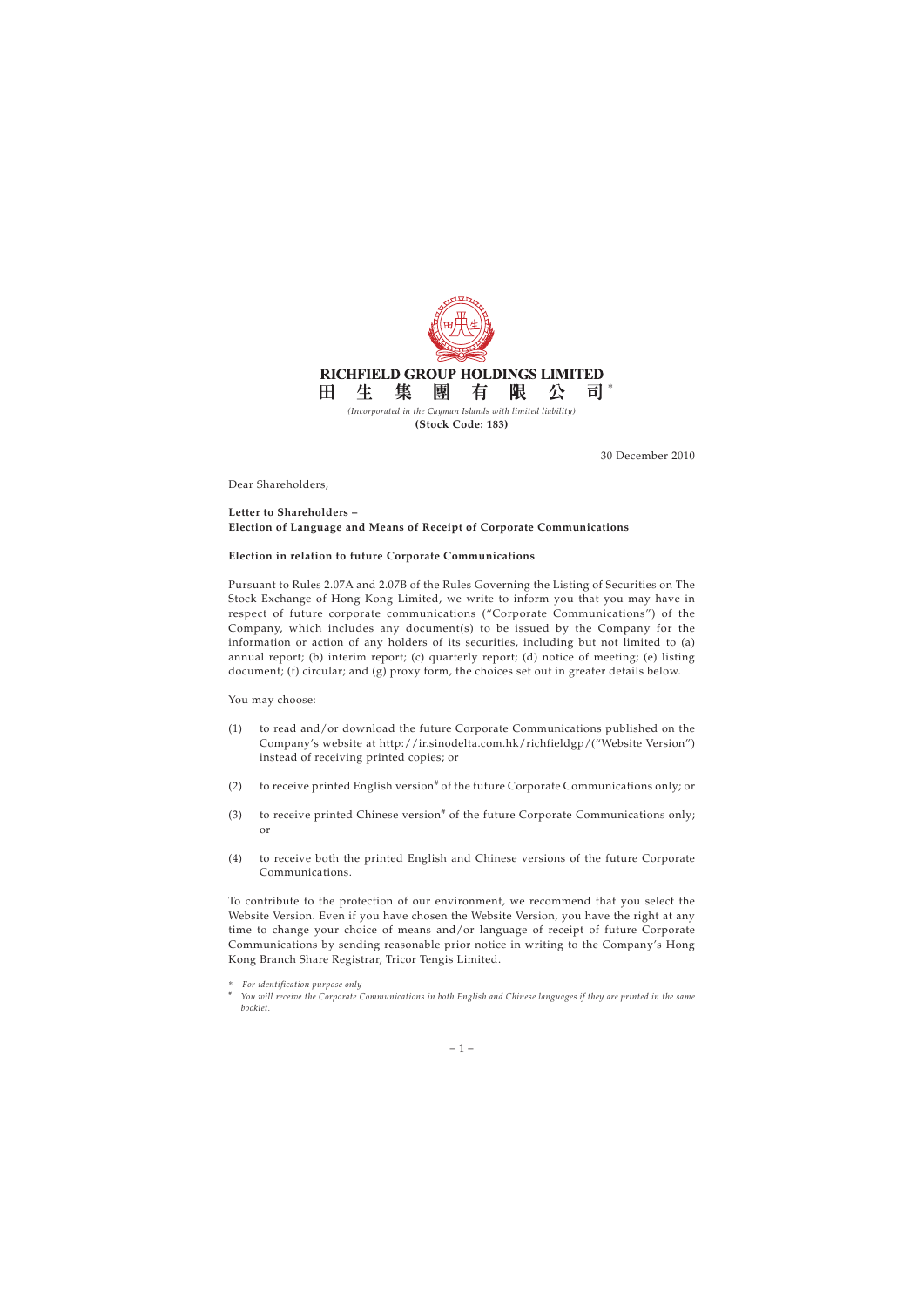**RICHFIELD GROUP HOLDINGS LIMITED**

**田 生 集 團 有 限 公 司*** 

*(Incorporated in the Cayman Islands with limited liability)*

**(Stock Code: 183)**

30 December 2010

Dear Shareholders,

**Letter to Shareholders –**
**Election of Language and Means of Receipt of Corporate Communications**

**Election in relation to future Corporate Communications**

Pursuant to Rules 2.07A and 2.07B of the Rules Governing the Listing of Securities on The Stock Exchange of Hong Kong Limited, we write to inform you that you may have in respect of future corporate communications ("Corporate Communications") of the Company, which includes any document(s) to be issued by the Company for the information or action of any holders of its securities, including but not limited to (a) annual report; (b) interim report; (c) quarterly report; (d) notice of meeting; (e) listing document; (f) circular; and (g) proxy form, the choices set out in greater details below.

You may choose:

(1) to read and/or download the future Corporate Communications published on the Company's website at http://ir.sinodelta.com.hk/richfieldgp/("Website Version") instead of receiving printed copies; or

(2) to receive printed English version# of the future Corporate Communications only; or

(3) to receive printed Chinese version# of the future Corporate Communications only; or

(4) to receive both the printed English and Chinese versions of the future Corporate Communications.

To contribute to the protection of our environment, we recommend that you select the Website Version. Even if you have chosen the Website Version, you have the right at any time to change your choice of means and/or language of receipt of future Corporate Communications by sending reasonable prior notice in writing to the Company's Hong Kong Branch Share Registrar, Tricor Tengis Limited.

\* *For identification purpose only*

\# *You will receive the Corporate Communications in both English and Chinese languages if they are printed in the same booklet.*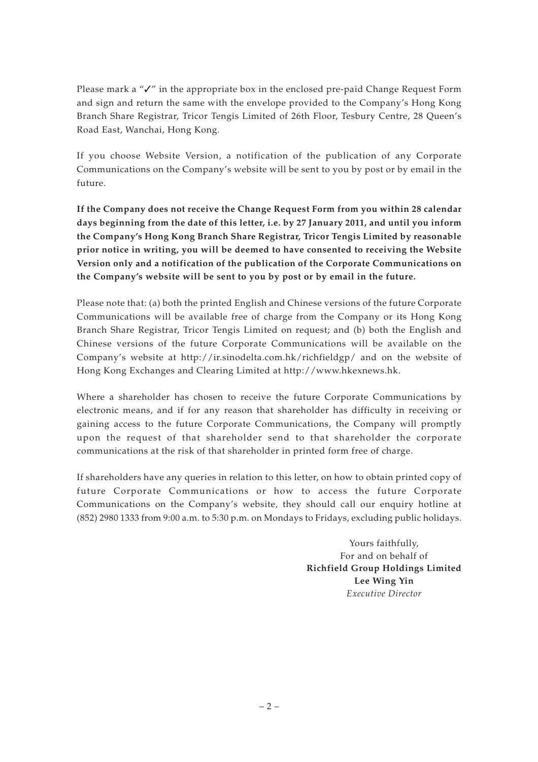Please mark a "✓" in the appropriate box in the enclosed pre-paid Change Request Form and sign and return the same with the envelope provided to the Company's Hong Kong Branch Share Registrar, Tricor Tengis Limited of 26th Floor, Tesbury Centre, 28 Queen's Road East, Wanchai, Hong Kong.

If you choose Website Version, a notification of the publication of any Corporate Communications on the Company's website will be sent to you by post or by email in the future.

**If the Company does not receive the Change Request Form from you within 28 calendar days beginning from the date of this letter, i.e. by 27 January 2011, and until you inform the Company's Hong Kong Branch Share Registrar, Tricor Tengis Limited by reasonable prior notice in writing, you will be deemed to have consented to receiving the Website Version only and a notification of the publication of the Corporate Communications on the Company's website will be sent to you by post or by email in the future.**

Please note that: (a) both the printed English and Chinese versions of the future Corporate Communications will be available free of charge from the Company or its Hong Kong Branch Share Registrar, Tricor Tengis Limited on request; and (b) both the English and Chinese versions of the future Corporate Communications will be available on the Company's website at http://ir.sinodelta.com.hk/richfieldgp/ and on the website of Hong Kong Exchanges and Clearing Limited at http://www.hkexnews.hk.

Where a shareholder has chosen to receive the future Corporate Communications by electronic means, and if for any reason that shareholder has difficulty in receiving or gaining access to the future Corporate Communications, the Company will promptly upon the request of that shareholder send to that shareholder the corporate communications at the risk of that shareholder in printed form free of charge.

If shareholders have any queries in relation to this letter, on how to obtain printed copy of future Corporate Communications or how to access the future Corporate Communications on the Company's website, they should call our enquiry hotline at (852) 2980 1333 from 9:00 a.m. to 5:30 p.m. on Mondays to Fridays, excluding public holidays.

Yours faithfully,
For and on behalf of
**Richfield Group Holdings Limited**
**Lee Wing Yin**
*Executive Director*